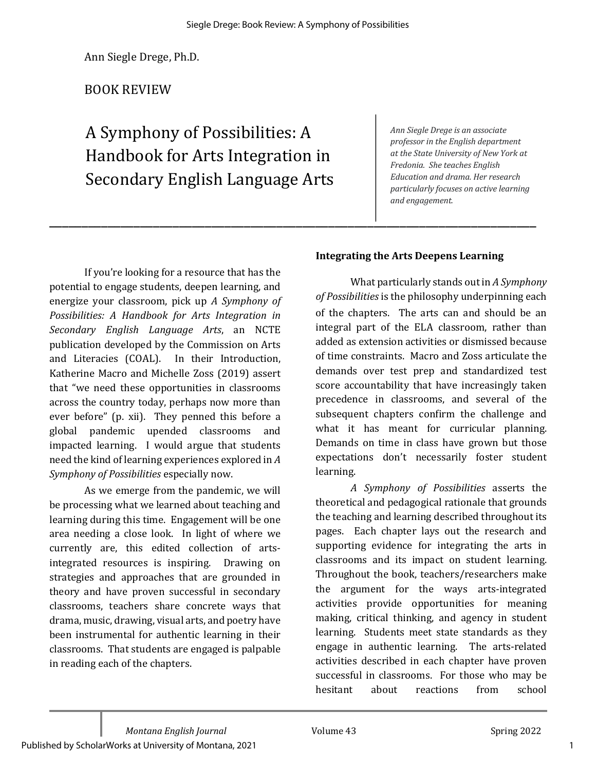Ann Siegle Drege, Ph.D.

BOOK REVIEW

# A Symphony of Possibilities: A Handbook for Arts Integration in Secondary English Language Arts

*Ann Siegle Drege is an associate professor in the English department at the State University of New York at Fredonia. She teaches English Education and drama. Her research particularly focuses on active learning and engagement.*

---

If you're looking for a resource that has the potential to engage students, deepen learning, and energize your classroom, pick up *A Symphony of Possibilities: A Handbook for Arts Integration in Secondary English Language Arts*, an NCTE publication developed by the Commission on Arts and Literacies (COAL). In their Introduction, Katherine Macro and Michelle Zoss (2019) assert that "we need these opportunities in classrooms across the country today, perhaps now more than ever before" (p. xii). They penned this before a global pandemic upended classrooms and impacted learning. I would argue that students need the kind of learning experiences explored in *A Symphony of Possibilities* especially now.

As we emerge from the pandemic, we will be processing what we learned about teaching and learning during this time. Engagement will be one area needing a close look. In light of where we currently are, this edited collection of arts-integrated resources is inspiring. Drawing on strategies and approaches that are grounded in theory and have proven successful in secondary classrooms, teachers share concrete ways that drama, music, drawing, visual arts, and poetry have been instrumental for authentic learning in their classrooms. That students are engaged is palpable in reading each of the chapters.

### Integrating the Arts Deepens Learning

What particularly stands out in *A Symphony of Possibilities* is the philosophy underpinning each of the chapters. The arts can and should be an integral part of the ELA classroom, rather than added as extension activities or dismissed because of time constraints. Macro and Zoss articulate the demands over test prep and standardized test score accountability that have increasingly taken precedence in classrooms, and several of the subsequent chapters confirm the challenge and what it has meant for curricular planning. Demands on time in class have grown but those expectations don't necessarily foster student learning.

*A Symphony of Possibilities* asserts the theoretical and pedagogical rationale that grounds the teaching and learning described throughout its pages. Each chapter lays out the research and supporting evidence for integrating the arts in classrooms and its impact on student learning. Throughout the book, teachers/researchers make the argument for the ways arts-integrated activities provide opportunities for meaning making, critical thinking, and agency in student learning. Students meet state standards as they engage in authentic learning. The arts-related activities described in each chapter have proven successful in classrooms. For those who may be hesitant about reactions from school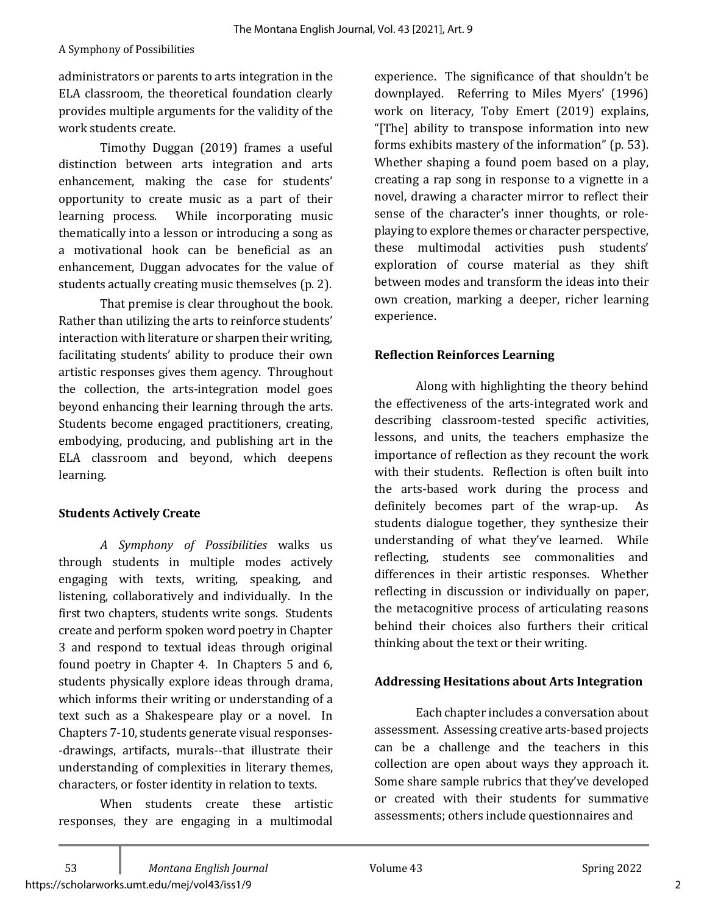administrators or parents to arts integration in the ELA classroom, the theoretical foundation clearly provides multiple arguments for the validity of the work students create.

Timothy Duggan (2019) frames a useful distinction between arts integration and arts enhancement, making the case for students' opportunity to create music as a part of their learning process. While incorporating music thematically into a lesson or introducing a song as a motivational hook can be beneficial as an enhancement, Duggan advocates for the value of students actually creating music themselves (p. 2).

That premise is clear throughout the book. Rather than utilizing the arts to reinforce students' interaction with literature or sharpen their writing, facilitating students' ability to produce their own artistic responses gives them agency. Throughout the collection, the arts-integration model goes beyond enhancing their learning through the arts. Students become engaged practitioners, creating, embodying, producing, and publishing art in the ELA classroom and beyond, which deepens learning.

**Students Actively Create**

*A Symphony of Possibilities* walks us through students in multiple modes actively engaging with texts, writing, speaking, and listening, collaboratively and individually. In the first two chapters, students write songs. Students create and perform spoken word poetry in Chapter 3 and respond to textual ideas through original found poetry in Chapter 4. In Chapters 5 and 6, students physically explore ideas through drama, which informs their writing or understanding of a text such as a Shakespeare play or a novel. In Chapters 7-10, students generate visual responses--drawings, artifacts, murals--that illustrate their understanding of complexities in literary themes, characters, or foster identity in relation to texts.

When students create these artistic responses, they are engaging in a multimodal experience. The significance of that shouldn't be downplayed. Referring to Miles Myers' (1996) work on literacy, Toby Emert (2019) explains, "[The] ability to transpose information into new forms exhibits mastery of the information" (p. 53). Whether shaping a found poem based on a play, creating a rap song in response to a vignette in a novel, drawing a character mirror to reflect their sense of the character's inner thoughts, or role-playing to explore themes or character perspective, these multimodal activities push students' exploration of course material as they shift between modes and transform the ideas into their own creation, marking a deeper, richer learning experience.

**Reflection Reinforces Learning**

Along with highlighting the theory behind the effectiveness of the arts-integrated work and describing classroom-tested specific activities, lessons, and units, the teachers emphasize the importance of reflection as they recount the work with their students. Reflection is often built into the arts-based work during the process and definitely becomes part of the wrap-up. As students dialogue together, they synthesize their understanding of what they've learned. While reflecting, students see commonalities and differences in their artistic responses. Whether reflecting in discussion or individually on paper, the metacognitive process of articulating reasons behind their choices also furthers their critical thinking about the text or their writing.

**Addressing Hesitations about Arts Integration**

Each chapter includes a conversation about assessment. Assessing creative arts-based projects can be a challenge and the teachers in this collection are open about ways they approach it. Some share sample rubrics that they've developed or created with their students for summative assessments; others include questionnaires and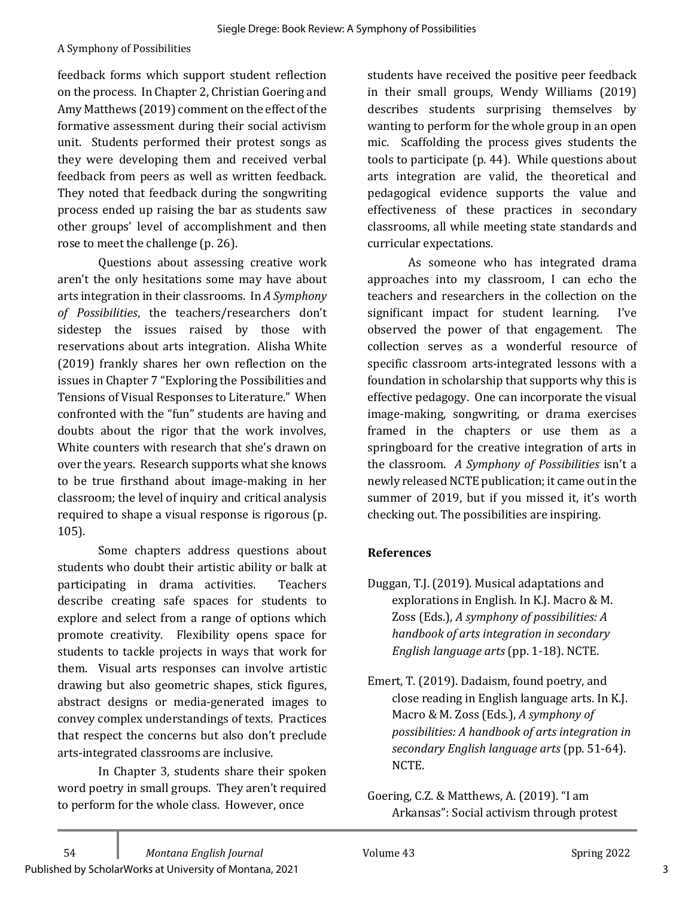feedback forms which support student reflection on the process. In Chapter 2, Christian Goering and Amy Matthews (2019) comment on the effect of the formative assessment during their social activism unit. Students performed their protest songs as they were developing them and received verbal feedback from peers as well as written feedback. They noted that feedback during the songwriting process ended up raising the bar as students saw other groups' level of accomplishment and then rose to meet the challenge (p. 26).

Questions about assessing creative work aren't the only hesitations some may have about arts integration in their classrooms. In *A Symphony of Possibilities*, the teachers/researchers don't sidestep the issues raised by those with reservations about arts integration. Alisha White (2019) frankly shares her own reflection on the issues in Chapter 7 "Exploring the Possibilities and Tensions of Visual Responses to Literature." When confronted with the "fun" students are having and doubts about the rigor that the work involves, White counters with research that she's drawn on over the years. Research supports what she knows to be true firsthand about image-making in her classroom; the level of inquiry and critical analysis required to shape a visual response is rigorous (p. 105).

Some chapters address questions about students who doubt their artistic ability or balk at participating in drama activities. Teachers describe creating safe spaces for students to explore and select from a range of options which promote creativity. Flexibility opens space for students to tackle projects in ways that work for them. Visual arts responses can involve artistic drawing but also geometric shapes, stick figures, abstract designs or media-generated images to convey complex understandings of texts. Practices that respect the concerns but also don't preclude arts-integrated classrooms are inclusive.

In Chapter 3, students share their spoken word poetry in small groups. They aren't required to perform for the whole class. However, once students have received the positive peer feedback in their small groups, Wendy Williams (2019) describes students surprising themselves by wanting to perform for the whole group in an open mic. Scaffolding the process gives students the tools to participate (p. 44). While questions about arts integration are valid, the theoretical and pedagogical evidence supports the value and effectiveness of these practices in secondary classrooms, all while meeting state standards and curricular expectations.

As someone who has integrated drama approaches into my classroom, I can echo the teachers and researchers in the collection on the significant impact for student learning. I've observed the power of that engagement. The collection serves as a wonderful resource of specific classroom arts-integrated lessons with a foundation in scholarship that supports why this is effective pedagogy. One can incorporate the visual image-making, songwriting, or drama exercises framed in the chapters or use them as a springboard for the creative integration of arts in the classroom. *A Symphony of Possibilities* isn't a newly released NCTE publication; it came out in the summer of 2019, but if you missed it, it's worth checking out. The possibilities are inspiring.

**References**

Duggan, T.J. (2019). Musical adaptations and explorations in English. In K.J. Macro & M. Zoss (Eds.), *A symphony of possibilities: A handbook of arts integration in secondary English language arts* (pp. 1-18). NCTE.

Emert, T. (2019). Dadaism, found poetry, and close reading in English language arts. In K.J. Macro & M. Zoss (Eds.), *A symphony of possibilities: A handbook of arts integration in secondary English language arts* (pp. 51-64). NCTE.

Goering, C.Z. & Matthews, A. (2019). "I am Arkansas": Social activism through protest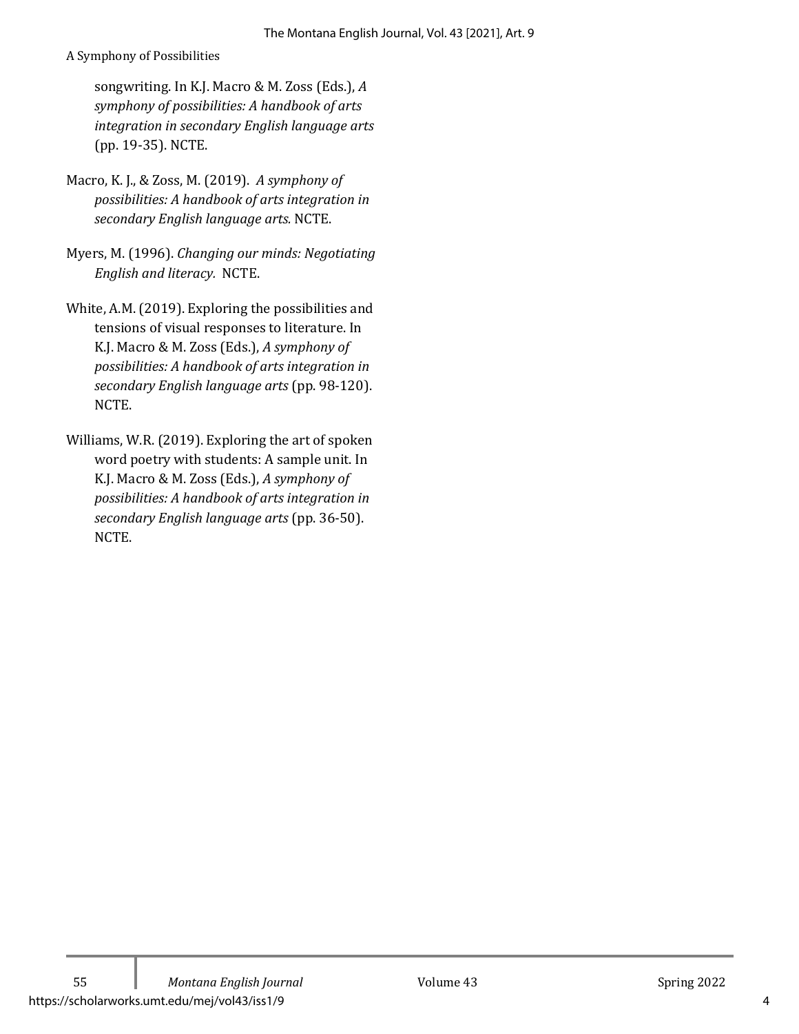songwriting. In K.J. Macro & M. Zoss (Eds.), *A symphony of possibilities: A handbook of arts integration in secondary English language arts* (pp. 19-35). NCTE.

Macro, K. J., & Zoss, M. (2019). *A symphony of possibilities: A handbook of arts integration in secondary English language arts.* NCTE.

Myers, M. (1996). *Changing our minds: Negotiating English and literacy.* NCTE.

White, A.M. (2019). Exploring the possibilities and tensions of visual responses to literature. In K.J. Macro & M. Zoss (Eds.), *A symphony of possibilities: A handbook of arts integration in secondary English language arts* (pp. 98-120). NCTE.

Williams, W.R. (2019). Exploring the art of spoken word poetry with students: A sample unit. In K.J. Macro & M. Zoss (Eds.), *A symphony of possibilities: A handbook of arts integration in secondary English language arts* (pp. 36-50). NCTE.